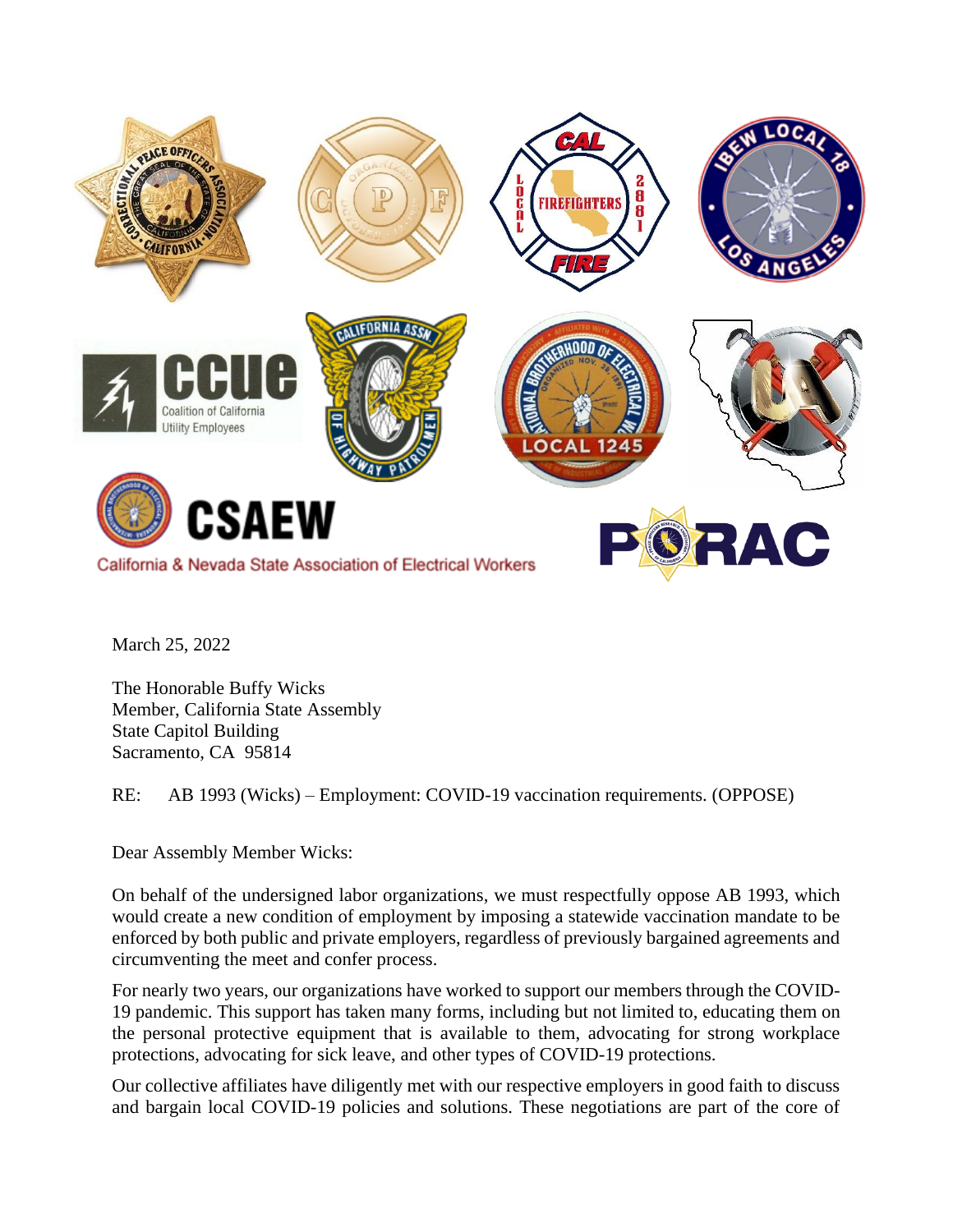March 25, 2022

The Honorable Buffy Wicks
Member, California State Assembly
State Capitol Building
Sacramento, CA 95814

RE: AB 1993 (Wicks) – Employment: COVID-19 vaccination requirements. (OPPOSE)

Dear Assembly Member Wicks:

On behalf of the undersigned labor organizations, we must respectfully oppose AB 1993, which would create a new condition of employment by imposing a statewide vaccination mandate to be enforced by both public and private employers, regardless of previously bargained agreements and circumventing the meet and confer process.

For nearly two years, our organizations have worked to support our members through the COVID-19 pandemic. This support has taken many forms, including but not limited to, educating them on the personal protective equipment that is available to them, advocating for strong workplace protections, advocating for sick leave, and other types of COVID-19 protections.

Our collective affiliates have diligently met with our respective employers in good faith to discuss and bargain local COVID-19 policies and solutions. These negotiations are part of the core of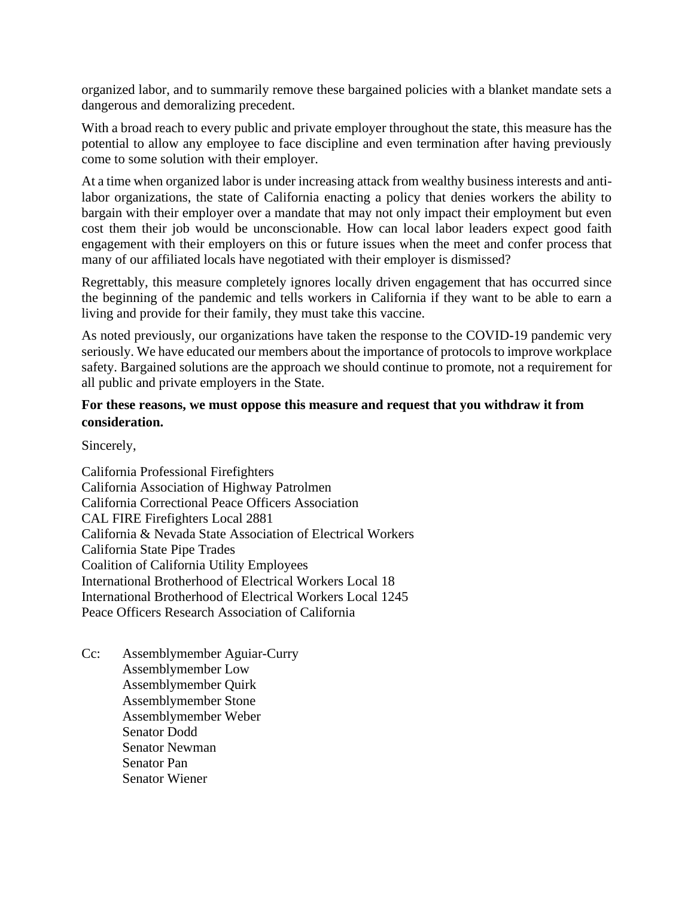organized labor, and to summarily remove these bargained policies with a blanket mandate sets a dangerous and demoralizing precedent.

With a broad reach to every public and private employer throughout the state, this measure has the potential to allow any employee to face discipline and even termination after having previously come to some solution with their employer.

At a time when organized labor is under increasing attack from wealthy business interests and anti-labor organizations, the state of California enacting a policy that denies workers the ability to bargain with their employer over a mandate that may not only impact their employment but even cost them their job would be unconscionable. How can local labor leaders expect good faith engagement with their employers on this or future issues when the meet and confer process that many of our affiliated locals have negotiated with their employer is dismissed?

Regrettably, this measure completely ignores locally driven engagement that has occurred since the beginning of the pandemic and tells workers in California if they want to be able to earn a living and provide for their family, they must take this vaccine.

As noted previously, our organizations have taken the response to the COVID-19 pandemic very seriously. We have educated our members about the importance of protocols to improve workplace safety. Bargained solutions are the approach we should continue to promote, not a requirement for all public and private employers in the State.

**For these reasons, we must oppose this measure and request that you withdraw it from consideration.**

Sincerely,

California Professional Firefighters
California Association of Highway Patrolmen
California Correctional Peace Officers Association
CAL FIRE Firefighters Local 2881
California & Nevada State Association of Electrical Workers
California State Pipe Trades
Coalition of California Utility Employees
International Brotherhood of Electrical Workers Local 18
International Brotherhood of Electrical Workers Local 1245
Peace Officers Research Association of California

Cc: Assemblymember Aguiar-Curry
Assemblymember Low
Assemblymember Quirk
Assemblymember Stone
Assemblymember Weber
Senator Dodd
Senator Newman
Senator Pan
Senator Wiener